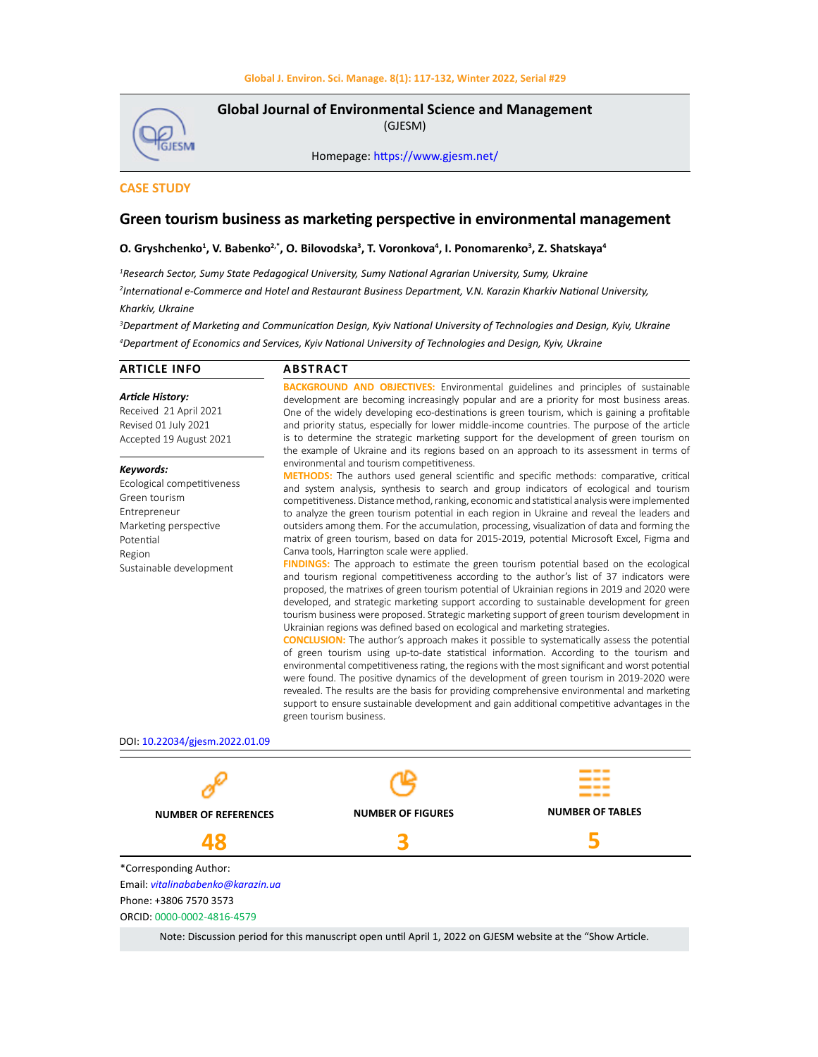Global Journal of Environmental Science and Management
(GJESM)

Homepage: https://www.gjesm.net/

CASE STUDY

# Green tourism business as marketing perspective in environmental management

**O. Gryshchenko[1], V. Babenko[2,*], O. Bilovodska[3], T. Voronkova[4], I. Ponomarenko[3], Z. Shatskaya[4]**

*[1]Research Sector, Sumy State Pedagogical University, Sumy National Agrarian University, Sumy, Ukraine*

*[2]International e-Commerce and Hotel and Restaurant Business Department, V.N. Karazin Kharkiv National University, Kharkiv, Ukraine*

*[3]Department of Marketing and Communication Design, Kyiv National University of Technologies and Design, Kyiv, Ukraine*

*[4]Department of Economics and Services, Kyiv National University of Technologies and Design, Kyiv, Ukraine*

## ARTICLE INFO

***Article History:***

Received 21 April 2021
Revised 01 July 2021
Accepted 19 August 2021

***Keywords:***

Ecological competitiveness
Green tourism
Entrepreneur
Marketing perspective
Potential
Region
Sustainable development

## ABSTRACT

**BACKGROUND AND OBJECTIVES:** Environmental guidelines and principles of sustainable development are becoming increasingly popular and are a priority for most business areas. One of the widely developing eco-destinations is green tourism, which is gaining a profitable and priority status, especially for lower middle-income countries. The purpose of the article is to determine the strategic marketing support for the development of green tourism on the example of Ukraine and its regions based on an approach to its assessment in terms of environmental and tourism competitiveness.

**METHODS:** The authors used general scientific and specific methods: comparative, critical and system analysis, synthesis to search and group indicators of ecological and tourism competitiveness. Distance method, ranking, economic and statistical analysis were implemented to analyze the green tourism potential in each region in Ukraine and reveal the leaders and outsiders among them. For the accumulation, processing, visualization of data and forming the matrix of green tourism, based on data for 2015-2019, potential Microsoft Excel, Figma and Canva tools, Harrington scale were applied.

**FINDINGS:** The approach to estimate the green tourism potential based on the ecological and tourism regional competitiveness according to the author's list of 37 indicators were proposed, the matrixes of green tourism potential of Ukrainian regions in 2019 and 2020 were developed, and strategic marketing support according to sustainable development for green tourism business were proposed. Strategic marketing support of green tourism development in Ukrainian regions was defined based on ecological and marketing strategies.

**CONCLUSION:** The author's approach makes it possible to systematically assess the potential of green tourism using up-to-date statistical information. According to the tourism and environmental competitiveness rating, the regions with the most significant and worst potential were found. The positive dynamics of the development of green tourism in 2019-2020 were revealed. The results are the basis for providing comprehensive environmental and marketing support to ensure sustainable development and gain additional competitive advantages in the green tourism business.

DOI: 10.22034/gjesm.2022.01.09

| NUMBER OF REFERENCES | NUMBER OF FIGURES | NUMBER OF TABLES |
|---|---|---|
| 48 | 3 | 5 |

*Corresponding Author:
Email: *vitalinababenko@karazin.ua*
Phone: +3806 7570 3573
ORCID: 0000-0002-4816-4579

Note: Discussion period for this manuscript open until April 1, 2022 on GJESM website at the "Show Article.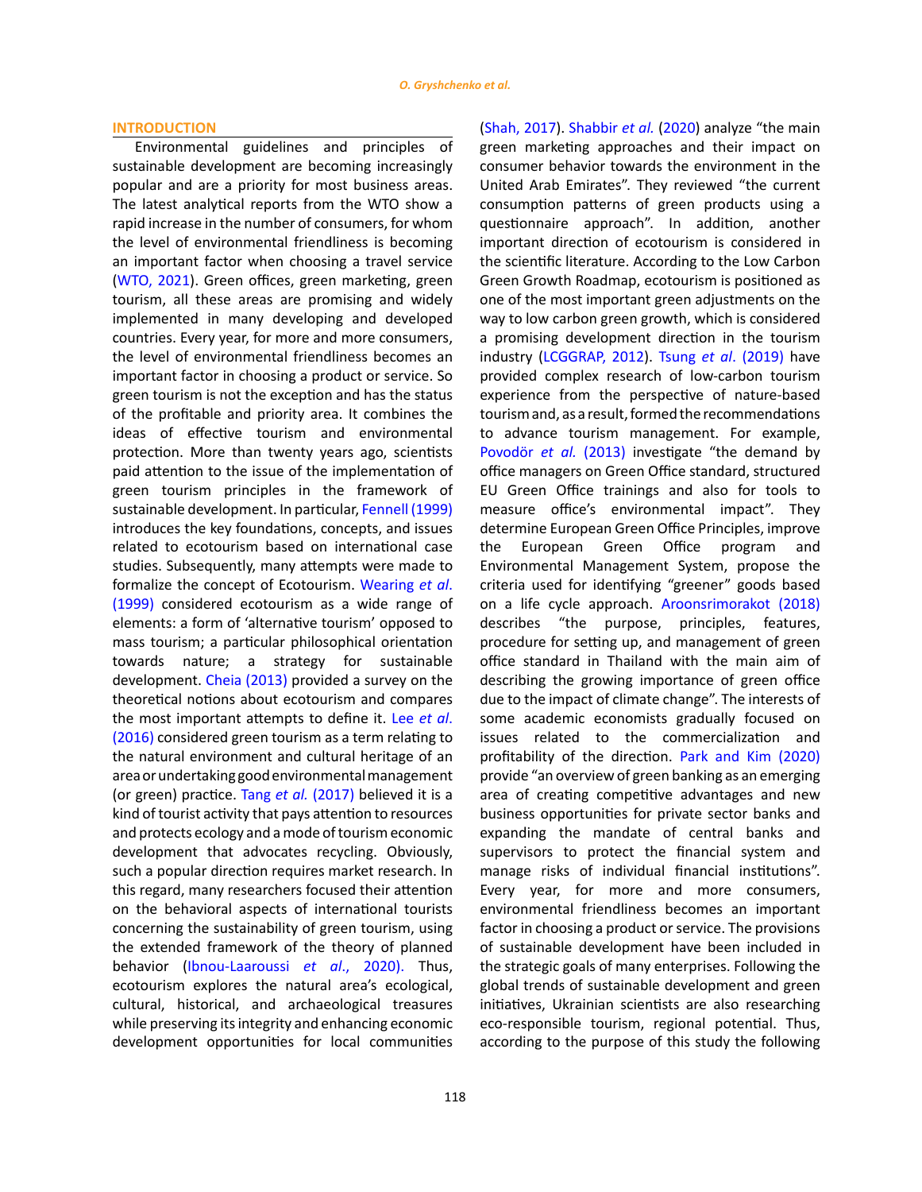## INTRODUCTION

Environmental guidelines and principles of sustainable development are becoming increasingly popular and are a priority for most business areas. The latest analytical reports from the WTO show a rapid increase in the number of consumers, for whom the level of environmental friendliness is becoming an important factor when choosing a travel service (WTO, 2021). Green offices, green marketing, green tourism, all these areas are promising and widely implemented in many developing and developed countries. Every year, for more and more consumers, the level of environmental friendliness becomes an important factor in choosing a product or service. So green tourism is not the exception and has the status of the profitable and priority area. It combines the ideas of effective tourism and environmental protection. More than twenty years ago, scientists paid attention to the issue of the implementation of green tourism principles in the framework of sustainable development. In particular, Fennell (1999) introduces the key foundations, concepts, and issues related to ecotourism based on international case studies. Subsequently, many attempts were made to formalize the concept of Ecotourism. Wearing *et al.* (1999) considered ecotourism as a wide range of elements: a form of 'alternative tourism' opposed to mass tourism; a particular philosophical orientation towards nature; a strategy for sustainable development. Cheia (2013) provided a survey on the theoretical notions about ecotourism and compares the most important attempts to define it. Lee *et al.* (2016) considered green tourism as a term relating to the natural environment and cultural heritage of an area or undertaking good environmental management (or green) practice. Tang *et al.* (2017) believed it is a kind of tourist activity that pays attention to resources and protects ecology and a mode of tourism economic development that advocates recycling. Obviously, such a popular direction requires market research. In this regard, many researchers focused their attention on the behavioral aspects of international tourists concerning the sustainability of green tourism, using the extended framework of the theory of planned behavior (Ibnou-Laaroussi *et al.*, 2020). Thus, ecotourism explores the natural area's ecological, cultural, historical, and archaeological treasures while preserving its integrity and enhancing economic development opportunities for local communities (Shah, 2017). Shabbir *et al.* (2020) analyze "the main green marketing approaches and their impact on consumer behavior towards the environment in the United Arab Emirates". They reviewed "the current consumption patterns of green products using a questionnaire approach". In addition, another important direction of ecotourism is considered in the scientific literature. According to the Low Carbon Green Growth Roadmap, ecotourism is positioned as one of the most important green adjustments on the way to low carbon green growth, which is considered a promising development direction in the tourism industry (LCGGRAP, 2012). Tsung *et al*. (2019) have provided complex research of low-carbon tourism experience from the perspective of nature-based tourism and, as a result, formed the recommendations to advance tourism management. For example, Povodör *et al.* (2013) investigate "the demand by office managers on Green Office standard, structured EU Green Office trainings and also for tools to measure office's environmental impact". They determine European Green Office Principles, improve the European Green Office program and Environmental Management System, propose the criteria used for identifying "greener" goods based on a life cycle approach. Aroonsrimorakot (2018) describes "the purpose, principles, features, procedure for setting up, and management of green office standard in Thailand with the main aim of describing the growing importance of green office due to the impact of climate change". The interests of some academic economists gradually focused on issues related to the commercialization and profitability of the direction. Park and Kim (2020) provide "an overview of green banking as an emerging area of creating competitive advantages and new business opportunities for private sector banks and expanding the mandate of central banks and supervisors to protect the financial system and manage risks of individual financial institutions". Every year, for more and more consumers, environmental friendliness becomes an important factor in choosing a product or service. The provisions of sustainable development have been included in the strategic goals of many enterprises. Following the global trends of sustainable development and green initiatives, Ukrainian scientists are also researching eco-responsible tourism, regional potential. Thus, according to the purpose of this study the following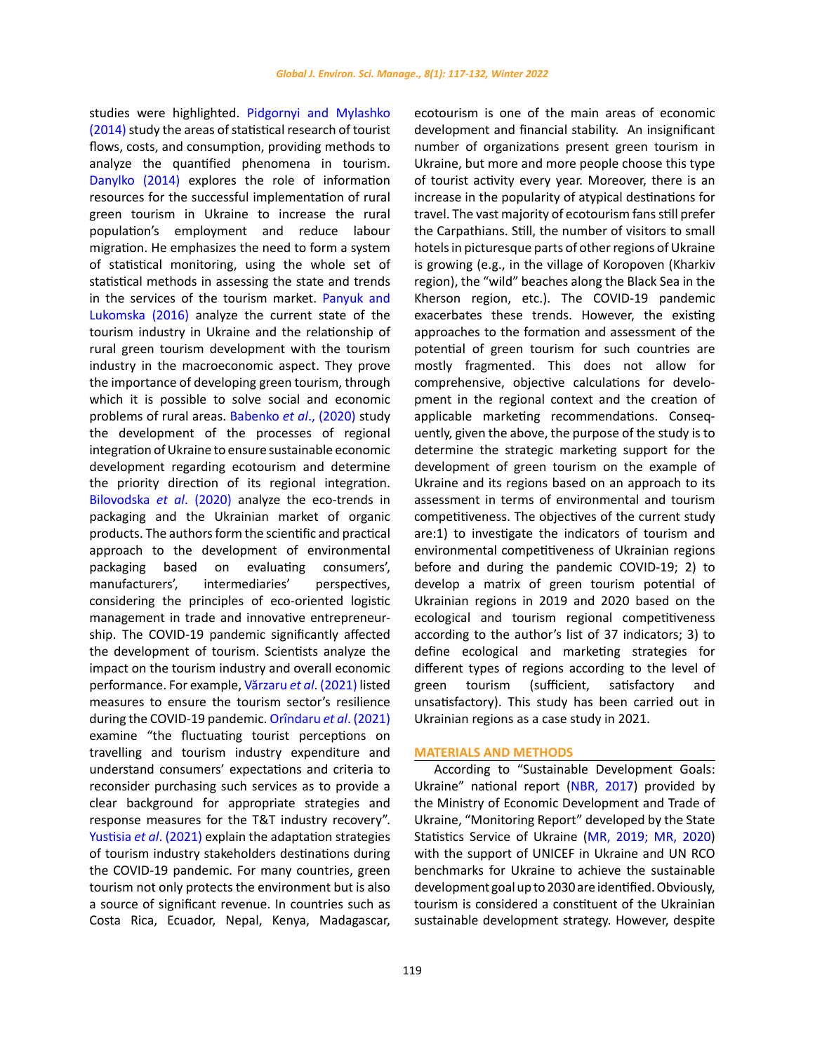studies were highlighted. Pidgornyi and Mylashko (2014) study the areas of statistical research of tourist flows, costs, and consumption, providing methods to analyze the quantified phenomena in tourism. Danylko (2014) explores the role of information resources for the successful implementation of rural green tourism in Ukraine to increase the rural population's employment and reduce labour migration. He emphasizes the need to form a system of statistical monitoring, using the whole set of statistical methods in assessing the state and trends in the services of the tourism market. Panyuk and Lukomska (2016) analyze the current state of the tourism industry in Ukraine and the relationship of rural green tourism development with the tourism industry in the macroeconomic aspect. They prove the importance of developing green tourism, through which it is possible to solve social and economic problems of rural areas. Babenko *et al*., (2020) study the development of the processes of regional integration of Ukraine to ensure sustainable economic development regarding ecotourism and determine the priority direction of its regional integration. Bilovodska *et al*. (2020) analyze the eco-trends in packaging and the Ukrainian market of organic products. The authors form the scientific and practical approach to the development of environmental packaging based on evaluating consumers', manufacturers', intermediaries' perspectives, considering the principles of eco-oriented logistic management in trade and innovative entrepreneurship. The COVID-19 pandemic significantly affected the development of tourism. Scientists analyze the impact on the tourism industry and overall economic performance. For example, Vărzaru *et al*. (2021) listed measures to ensure the tourism sector's resilience during the COVID-19 pandemic. Orîndaru *et al*. (2021) examine "the fluctuating tourist perceptions on travelling and tourism industry expenditure and understand consumers' expectations and criteria to reconsider purchasing such services as to provide a clear background for appropriate strategies and response measures for the T&T industry recovery". Yustisia *et al*. (2021) explain the adaptation strategies of tourism industry stakeholders destinations during the COVID-19 pandemic. For many countries, green tourism not only protects the environment but is also a source of significant revenue. In countries such as Costa Rica, Ecuador, Nepal, Kenya, Madagascar, ecotourism is one of the main areas of economic development and financial stability. An insignificant number of organizations present green tourism in Ukraine, but more and more people choose this type of tourist activity every year. Moreover, there is an increase in the popularity of atypical destinations for travel. The vast majority of ecotourism fans still prefer the Carpathians. Still, the number of visitors to small hotels in picturesque parts of other regions of Ukraine is growing (e.g., in the village of Koropoven (Kharkiv region), the "wild" beaches along the Black Sea in the Kherson region, etc.). The COVID-19 pandemic exacerbates these trends. However, the existing approaches to the formation and assessment of the potential of green tourism for such countries are mostly fragmented. This does not allow for comprehensive, objective calculations for development in the regional context and the creation of applicable marketing recommendations. Consequently, given the above, the purpose of the study is to determine the strategic marketing support for the development of green tourism on the example of Ukraine and its regions based on an approach to its assessment in terms of environmental and tourism competitiveness. The objectives of the current study are:1) to investigate the indicators of tourism and environmental competitiveness of Ukrainian regions before and during the pandemic COVID-19; 2) to develop a matrix of green tourism potential of Ukrainian regions in 2019 and 2020 based on the ecological and tourism regional competitiveness according to the author's list of 37 indicators; 3) to define ecological and marketing strategies for different types of regions according to the level of green tourism (sufficient, satisfactory and unsatisfactory). This study has been carried out in Ukrainian regions as a case study in 2021.

## MATERIALS AND METHODS

According to "Sustainable Development Goals: Ukraine" national report (NBR, 2017) provided by the Ministry of Economic Development and Trade of Ukraine, "Monitoring Report" developed by the State Statistics Service of Ukraine (MR, 2019; MR, 2020) with the support of UNICEF in Ukraine and UN RCO benchmarks for Ukraine to achieve the sustainable development goal up to 2030 are identified. Obviously, tourism is considered a constituent of the Ukrainian sustainable development strategy. However, despite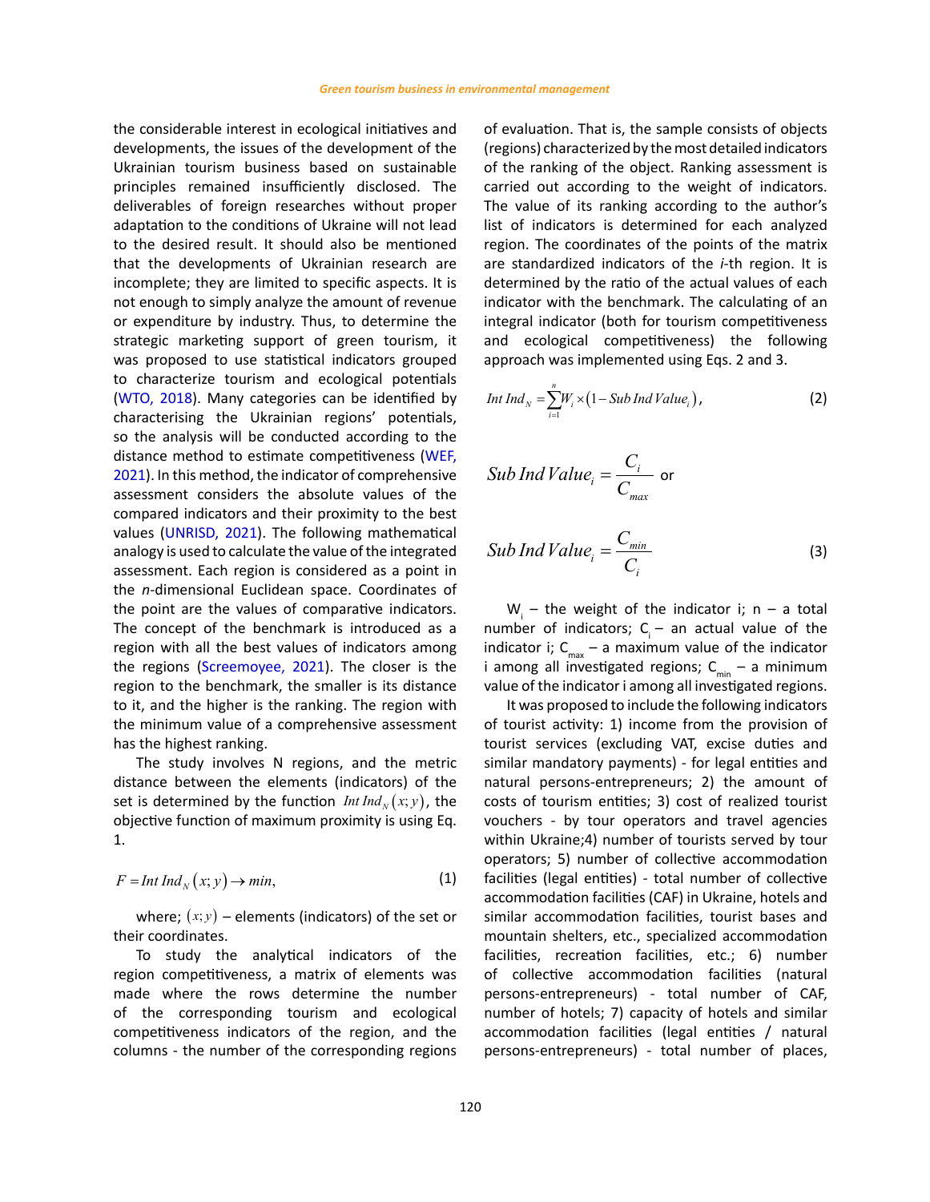the considerable interest in ecological initiatives and developments, the issues of the development of the Ukrainian tourism business based on sustainable principles remained insufficiently disclosed. The deliverables of foreign researches without proper adaptation to the conditions of Ukraine will not lead to the desired result. It should also be mentioned that the developments of Ukrainian research are incomplete; they are limited to specific aspects. It is not enough to simply analyze the amount of revenue or expenditure by industry. Thus, to determine the strategic marketing support of green tourism, it was proposed to use statistical indicators grouped to characterize tourism and ecological potentials (WTO, 2018). Many categories can be identified by characterising the Ukrainian regions' potentials, so the analysis will be conducted according to the distance method to estimate competitiveness (WEF, 2021). In this method, the indicator of comprehensive assessment considers the absolute values of the compared indicators and their proximity to the best values (UNRISD, 2021). The following mathematical analogy is used to calculate the value of the integrated assessment. Each region is considered as a point in the *n*-dimensional Euclidean space. Coordinates of the point are the values of comparative indicators. The concept of the benchmark is introduced as a region with all the best values of indicators among the regions (Screemoyee, 2021). The closer is the region to the benchmark, the smaller is its distance to it, and the higher is the ranking. The region with the minimum value of a comprehensive assessment has the highest ranking.

The study involves N regions, and the metric distance between the elements (indicators) of the set is determined by the function $Int\,Ind_N(x;y)$, the objective function of maximum proximity is using Eq. 1.

$$F = Int\,Ind_N(x;y) \rightarrow min, \tag{1}$$

where; $(x;y)$ – elements (indicators) of the set or their coordinates.

To study the analytical indicators of the region competitiveness, a matrix of elements was made where the rows determine the number of the corresponding tourism and ecological competitiveness indicators of the region, and the columns - the number of the corresponding regions of evaluation. That is, the sample consists of objects (regions) characterized by the most detailed indicators of the ranking of the object. Ranking assessment is carried out according to the weight of indicators. The value of its ranking according to the author's list of indicators is determined for each analyzed region. The coordinates of the points of the matrix are standardized indicators of the *i*-th region. It is determined by the ratio of the actual values of each indicator with the benchmark. The calculating of an integral indicator (both for tourism competitiveness and ecological competitiveness) the following approach was implemented using Eqs. 2 and 3.

$$Int\,Ind_N = \sum_{i=1}^{n} W_i \times \left(1 - Sub\,Ind\,Value_i\right), \tag{2}$$

$$Sub\,Ind\,Value_i = \frac{C_i}{C_{max}} \text{ or}$$

$$Sub\,Ind\,Value_i = \frac{C_{min}}{C_i} \tag{3}$$

$W_i$ – the weight of the indicator i; n – a total number of indicators; $C_i$ – an actual value of the indicator i; $C_{max}$ – a maximum value of the indicator i among all investigated regions; $C_{min}$ – a minimum value of the indicator i among all investigated regions.

It was proposed to include the following indicators of tourist activity: 1) income from the provision of tourist services (excluding VAT, excise duties and similar mandatory payments) - for legal entities and natural persons-entrepreneurs; 2) the amount of costs of tourism entities; 3) cost of realized tourist vouchers - by tour operators and travel agencies within Ukraine;4) number of tourists served by tour operators; 5) number of collective accommodation facilities (legal entities) - total number of collective accommodation facilities (CAF) in Ukraine, hotels and similar accommodation facilities, tourist bases and mountain shelters, etc., specialized accommodation facilities, recreation facilities, etc.; 6) number of collective accommodation facilities (natural persons-entrepreneurs) - total number of CAF, number of hotels; 7) capacity of hotels and similar accommodation facilities (legal entities / natural persons-entrepreneurs) - total number of places,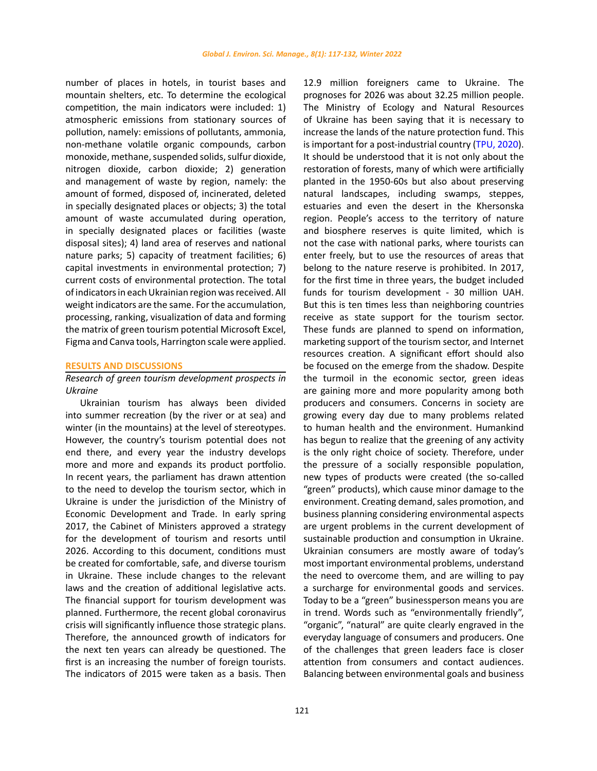number of places in hotels, in tourist bases and mountain shelters, etc. To determine the ecological competition, the main indicators were included: 1) atmospheric emissions from stationary sources of pollution, namely: emissions of pollutants, ammonia, non-methane volatile organic compounds, carbon monoxide, methane, suspended solids, sulfur dioxide, nitrogen dioxide, carbon dioxide; 2) generation and management of waste by region, namely: the amount of formed, disposed of, incinerated, deleted in specially designated places or objects; 3) the total amount of waste accumulated during operation, in specially designated places or facilities (waste disposal sites); 4) land area of reserves and national nature parks; 5) capacity of treatment facilities; 6) capital investments in environmental protection; 7) current costs of environmental protection. The total of indicators in each Ukrainian region was received. All weight indicators are the same. For the accumulation, processing, ranking, visualization of data and forming the matrix of green tourism potential Microsoft Excel, Figma and Canva tools, Harrington scale were applied.

## RESULTS AND DISCUSSIONS

### *Research of green tourism development prospects in Ukraine*

Ukrainian tourism has always been divided into summer recreation (by the river or at sea) and winter (in the mountains) at the level of stereotypes. However, the country's tourism potential does not end there, and every year the industry develops more and more and expands its product portfolio. In recent years, the parliament has drawn attention to the need to develop the tourism sector, which in Ukraine is under the jurisdiction of the Ministry of Economic Development and Trade. In early spring 2017, the Cabinet of Ministers approved a strategy for the development of tourism and resorts until 2026. According to this document, conditions must be created for comfortable, safe, and diverse tourism in Ukraine. These include changes to the relevant laws and the creation of additional legislative acts. The financial support for tourism development was planned. Furthermore, the recent global coronavirus crisis will significantly influence those strategic plans. Therefore, the announced growth of indicators for the next ten years can already be questioned. The first is an increasing the number of foreign tourists. The indicators of 2015 were taken as a basis. Then 12.9 million foreigners came to Ukraine. The prognoses for 2026 was about 32.25 million people. The Ministry of Ecology and Natural Resources of Ukraine has been saying that it is necessary to increase the lands of the nature protection fund. This is important for a post-industrial country (TPU, 2020). It should be understood that it is not only about the restoration of forests, many of which were artificially planted in the 1950-60s but also about preserving natural landscapes, including swamps, steppes, estuaries and even the desert in the Khersonska region. People's access to the territory of nature and biosphere reserves is quite limited, which is not the case with national parks, where tourists can enter freely, but to use the resources of areas that belong to the nature reserve is prohibited. In 2017, for the first time in three years, the budget included funds for tourism development - 30 million UAH. But this is ten times less than neighboring countries receive as state support for the tourism sector. These funds are planned to spend on information, marketing support of the tourism sector, and Internet resources creation. A significant effort should also be focused on the emerge from the shadow. Despite the turmoil in the economic sector, green ideas are gaining more and more popularity among both producers and consumers. Concerns in society are growing every day due to many problems related to human health and the environment. Humankind has begun to realize that the greening of any activity is the only right choice of society. Therefore, under the pressure of a socially responsible population, new types of products were created (the so-called "green" products), which cause minor damage to the environment. Creating demand, sales promotion, and business planning considering environmental aspects are urgent problems in the current development of sustainable production and consumption in Ukraine. Ukrainian consumers are mostly aware of today's most important environmental problems, understand the need to overcome them, and are willing to pay a surcharge for environmental goods and services. Today to be a "green" businessperson means you are in trend. Words such as "environmentally friendly", "organic", "natural" are quite clearly engraved in the everyday language of consumers and producers. One of the challenges that green leaders face is closer attention from consumers and contact audiences. Balancing between environmental goals and business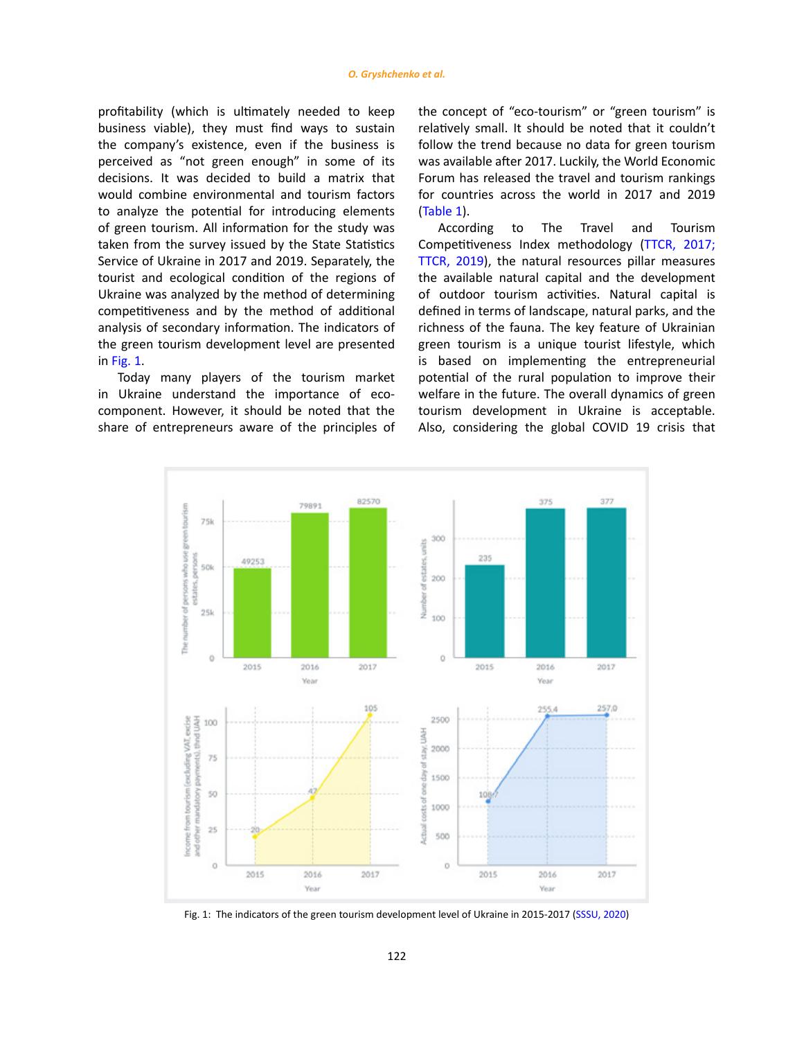profitability (which is ultimately needed to keep business viable), they must find ways to sustain the company's existence, even if the business is perceived as "not green enough" in some of its decisions. It was decided to build a matrix that would combine environmental and tourism factors to analyze the potential for introducing elements of green tourism. All information for the study was taken from the survey issued by the State Statistics Service of Ukraine in 2017 and 2019. Separately, the tourist and ecological condition of the regions of Ukraine was analyzed by the method of determining competitiveness and by the method of additional analysis of secondary information. The indicators of the green tourism development level are presented in Fig. 1.

Today many players of the tourism market in Ukraine understand the importance of eco-component. However, it should be noted that the share of entrepreneurs aware of the principles of the concept of "eco-tourism" or "green tourism" is relatively small. It should be noted that it couldn't follow the trend because no data for green tourism was available after 2017. Luckily, the World Economic Forum has released the travel and tourism rankings for countries across the world in 2017 and 2019 (Table 1).

According to The Travel and Tourism Competitiveness Index methodology (TTCR, 2017; TTCR, 2019), the natural resources pillar measures the available natural capital and the development of outdoor tourism activities. Natural capital is defined in terms of landscape, natural parks, and the richness of the fauna. The key feature of Ukrainian green tourism is a unique tourist lifestyle, which is based on implementing the entrepreneurial potential of the rural population to improve their welfare in the future. The overall dynamics of green tourism development in Ukraine is acceptable. Also, considering the global COVID 19 crisis that

Fig. 1: The indicators of the green tourism development level of Ukraine in 2015-2017 (SSSU, 2020)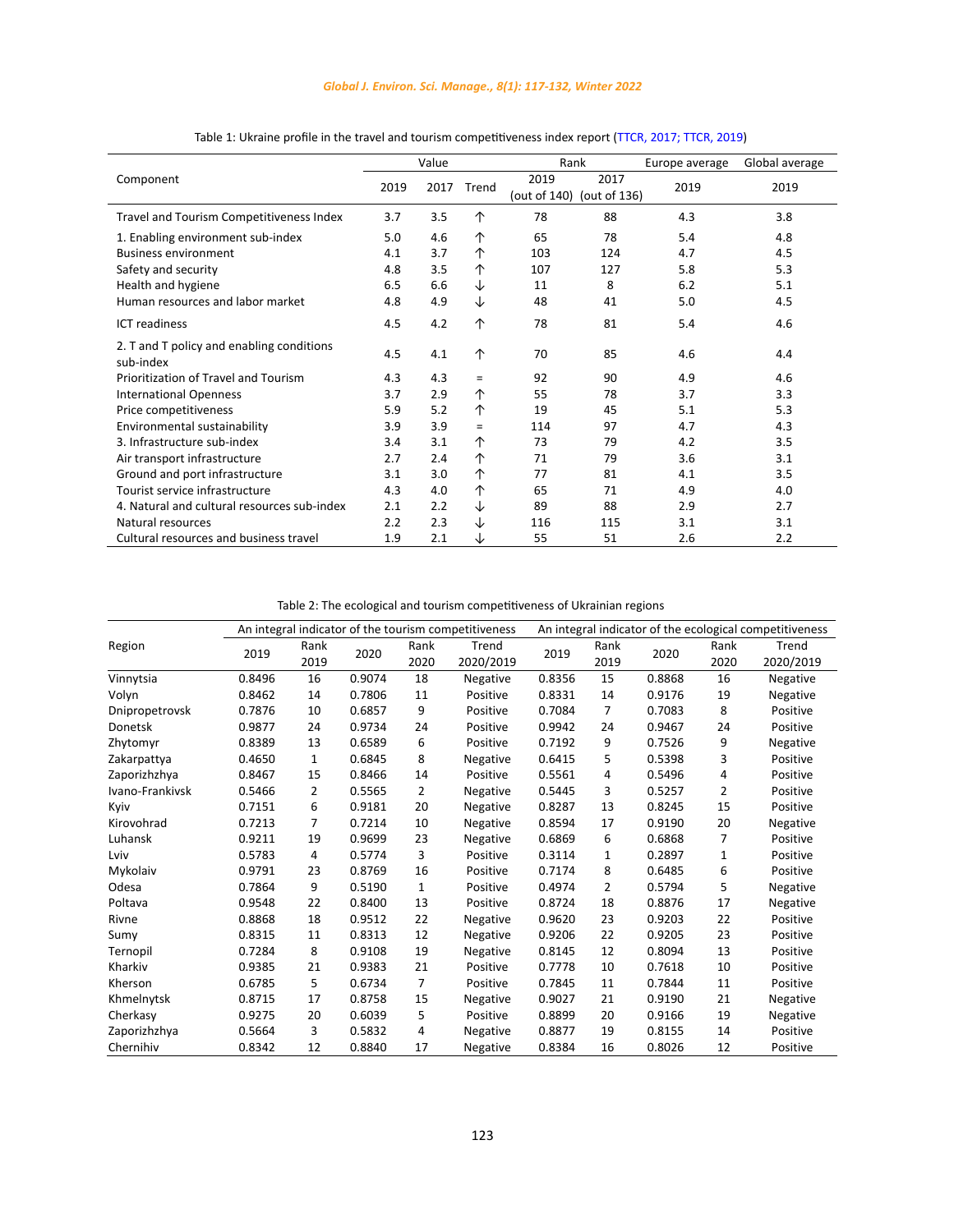Table 1: Ukraine profile in the travel and tourism competitiveness index report (TTCR, 2017; TTCR, 2019)

| Component | Value | | | Rank | | Europe average | Global average |
|---|---|---|---|---|---|---|---|
| | 2019 | 2017 | Trend | 2019 (out of 140) | 2017 (out of 136) | 2019 | 2019 |
| Travel and Tourism Competitiveness Index | 3.7 | 3.5 | ↑ | 78 | 88 | 4.3 | 3.8 |
| 1. Enabling environment sub-index | 5.0 | 4.6 | ↑ | 65 | 78 | 5.4 | 4.8 |
| Business environment | 4.1 | 3.7 | ↑ | 103 | 124 | 4.7 | 4.5 |
| Safety and security | 4.8 | 3.5 | ↑ | 107 | 127 | 5.8 | 5.3 |
| Health and hygiene | 6.5 | 6.6 | ↓ | 11 | 8 | 6.2 | 5.1 |
| Human resources and labor market | 4.8 | 4.9 | ↓ | 48 | 41 | 5.0 | 4.5 |
| ICT readiness | 4.5 | 4.2 | ↑ | 78 | 81 | 5.4 | 4.6 |
| 2. T and T policy and enabling conditions sub-index | 4.5 | 4.1 | ↑ | 70 | 85 | 4.6 | 4.4 |
| Prioritization of Travel and Tourism | 4.3 | 4.3 | = | 92 | 90 | 4.9 | 4.6 |
| International Openness | 3.7 | 2.9 | ↑ | 55 | 78 | 3.7 | 3.3 |
| Price competitiveness | 5.9 | 5.2 | ↑ | 19 | 45 | 5.1 | 5.3 |
| Environmental sustainability | 3.9 | 3.9 | = | 114 | 97 | 4.7 | 4.3 |
| 3. Infrastructure sub-index | 3.4 | 3.1 | ↑ | 73 | 79 | 4.2 | 3.5 |
| Air transport infrastructure | 2.7 | 2.4 | ↑ | 71 | 79 | 3.6 | 3.1 |
| Ground and port infrastructure | 3.1 | 3.0 | ↑ | 77 | 81 | 4.1 | 3.5 |
| Tourist service infrastructure | 4.3 | 4.0 | ↑ | 65 | 71 | 4.9 | 4.0 |
| 4. Natural and cultural resources sub-index | 2.1 | 2.2 | ↓ | 89 | 88 | 2.9 | 2.7 |
| Natural resources | 2.2 | 2.3 | ↓ | 116 | 115 | 3.1 | 3.1 |
| Cultural resources and business travel | 1.9 | 2.1 | ↓ | 55 | 51 | 2.6 | 2.2 |

Table 2: The ecological and tourism competitiveness of Ukrainian regions

| Region | An integral indicator of the tourism competitiveness | | | | | An integral indicator of the ecological competitiveness | | | | |
|---|---|---|---|---|---|---|---|---|---|---|
| | 2019 | Rank 2019 | 2020 | Rank 2020 | Trend 2020/2019 | 2019 | Rank 2019 | 2020 | Rank 2020 | Trend 2020/2019 |
| Vinnytsia | 0.8496 | 16 | 0.9074 | 18 | Negative | 0.8356 | 15 | 0.8868 | 16 | Negative |
| Volyn | 0.8462 | 14 | 0.7806 | 11 | Positive | 0.8331 | 14 | 0.9176 | 19 | Negative |
| Dnipropetrovsk | 0.7876 | 10 | 0.6857 | 9 | Positive | 0.7084 | 7 | 0.7083 | 8 | Positive |
| Donetsk | 0.9877 | 24 | 0.9734 | 24 | Positive | 0.9942 | 24 | 0.9467 | 24 | Positive |
| Zhytomyr | 0.8389 | 13 | 0.6589 | 6 | Positive | 0.7192 | 9 | 0.7526 | 9 | Negative |
| Zakarpattya | 0.4650 | 1 | 0.6845 | 8 | Negative | 0.6415 | 5 | 0.5398 | 3 | Positive |
| Zaporizhzhya | 0.8467 | 15 | 0.8466 | 14 | Positive | 0.5561 | 4 | 0.5496 | 4 | Positive |
| Ivano-Frankivsk | 0.5466 | 2 | 0.5565 | 2 | Negative | 0.5445 | 3 | 0.5257 | 2 | Positive |
| Kyiv | 0.7151 | 6 | 0.9181 | 20 | Negative | 0.8287 | 13 | 0.8245 | 15 | Positive |
| Kirovohrad | 0.7213 | 7 | 0.7214 | 10 | Negative | 0.8594 | 17 | 0.9190 | 20 | Negative |
| Luhansk | 0.9211 | 19 | 0.9699 | 23 | Negative | 0.6869 | 6 | 0.6868 | 7 | Positive |
| Lviv | 0.5783 | 4 | 0.5774 | 3 | Positive | 0.3114 | 1 | 0.2897 | 1 | Positive |
| Mykolaiv | 0.9791 | 23 | 0.8769 | 16 | Positive | 0.7174 | 8 | 0.6485 | 6 | Positive |
| Odesa | 0.7864 | 9 | 0.5190 | 1 | Positive | 0.4974 | 2 | 0.5794 | 5 | Negative |
| Poltava | 0.9548 | 22 | 0.8400 | 13 | Positive | 0.8724 | 18 | 0.8876 | 17 | Negative |
| Rivne | 0.8868 | 18 | 0.9512 | 22 | Negative | 0.9620 | 23 | 0.9203 | 22 | Positive |
| Sumy | 0.8315 | 11 | 0.8313 | 12 | Negative | 0.9206 | 22 | 0.9205 | 23 | Positive |
| Ternopil | 0.7284 | 8 | 0.9108 | 19 | Negative | 0.8145 | 12 | 0.8094 | 13 | Positive |
| Kharkiv | 0.9385 | 21 | 0.9383 | 21 | Positive | 0.7778 | 10 | 0.7618 | 10 | Positive |
| Kherson | 0.6785 | 5 | 0.6734 | 7 | Positive | 0.7845 | 11 | 0.7844 | 11 | Positive |
| Khmelnytsk | 0.8715 | 17 | 0.8758 | 15 | Negative | 0.9027 | 21 | 0.9190 | 21 | Negative |
| Cherkasy | 0.9275 | 20 | 0.6039 | 5 | Positive | 0.8899 | 20 | 0.9166 | 19 | Negative |
| Zaporizhzhya | 0.5664 | 3 | 0.5832 | 4 | Negative | 0.8877 | 19 | 0.8155 | 14 | Positive |
| Chernihiv | 0.8342 | 12 | 0.8840 | 17 | Negative | 0.8384 | 16 | 0.8026 | 12 | Positive |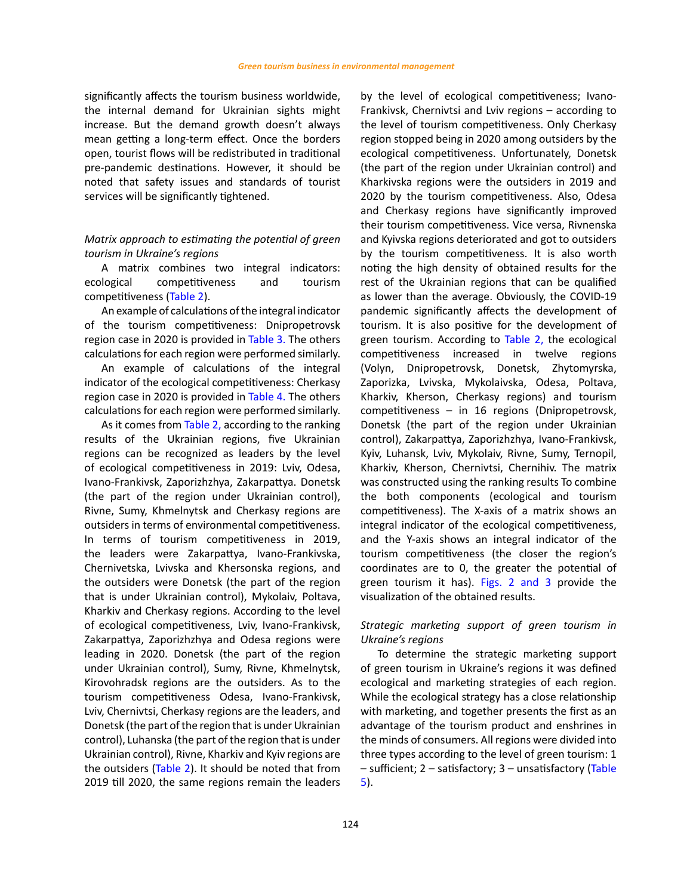significantly affects the tourism business worldwide, the internal demand for Ukrainian sights might increase. But the demand growth doesn't always mean getting a long-term effect. Once the borders open, tourist flows will be redistributed in traditional pre-pandemic destinations. However, it should be noted that safety issues and standards of tourist services will be significantly tightened.

*Matrix approach to estimating the potential of green tourism in Ukraine's regions*

A matrix combines two integral indicators: ecological competitiveness and tourism competitiveness (Table 2).

An example of calculations of the integral indicator of the tourism competitiveness: Dnipropetrovsk region case in 2020 is provided in Table 3. The others calculations for each region were performed similarly.

An example of calculations of the integral indicator of the ecological competitiveness: Cherkasy region case in 2020 is provided in Table 4. The others calculations for each region were performed similarly.

As it comes from Table 2, according to the ranking results of the Ukrainian regions, five Ukrainian regions can be recognized as leaders by the level of ecological competitiveness in 2019: Lviv, Odesa, Ivano-Frankivsk, Zaporizhzhya, Zakarpattya. Donetsk (the part of the region under Ukrainian control), Rivne, Sumy, Khmelnytsk and Cherkasy regions are outsiders in terms of environmental competitiveness. In terms of tourism competitiveness in 2019, the leaders were Zakarpattya, Ivano-Frankivska, Chernivetska, Lvivska and Khersonska regions, and the outsiders were Donetsk (the part of the region that is under Ukrainian control), Mykolaiv, Poltava, Kharkiv and Cherkasy regions. According to the level of ecological competitiveness, Lviv, Ivano-Frankivsk, Zakarpattya, Zaporizhzhya and Odesa regions were leading in 2020. Donetsk (the part of the region under Ukrainian control), Sumy, Rivne, Khmelnytsk, Kirovohradsk regions are the outsiders. As to the tourism competitiveness Odesa, Ivano-Frankivsk, Lviv, Chernivtsi, Cherkasy regions are the leaders, and Donetsk (the part of the region that is under Ukrainian control), Luhanska (the part of the region that is under Ukrainian control), Rivne, Kharkiv and Kyiv regions are the outsiders (Table 2). It should be noted that from 2019 till 2020, the same regions remain the leaders by the level of ecological competitiveness; Ivano-Frankivsk, Chernivtsi and Lviv regions – according to the level of tourism competitiveness. Only Cherkasy region stopped being in 2020 among outsiders by the ecological competitiveness. Unfortunately, Donetsk (the part of the region under Ukrainian control) and Kharkivska regions were the outsiders in 2019 and 2020 by the tourism competitiveness. Also, Odesa and Cherkasy regions have significantly improved their tourism competitiveness. Vice versa, Rivnenska and Kyivska regions deteriorated and got to outsiders by the tourism competitiveness. It is also worth noting the high density of obtained results for the rest of the Ukrainian regions that can be qualified as lower than the average. Obviously, the COVID-19 pandemic significantly affects the development of tourism. It is also positive for the development of green tourism. According to Table 2, the ecological competitiveness increased in twelve regions (Volyn, Dnipropetrovsk, Donetsk, Zhytomyrska, Zaporizka, Lvivska, Mykolaivska, Odesa, Poltava, Kharkiv, Kherson, Cherkasy regions) and tourism competitiveness – in 16 regions (Dnipropetrovsk, Donetsk (the part of the region under Ukrainian control), Zakarpattya, Zaporizhzhya, Ivano-Frankivsk, Kyiv, Luhansk, Lviv, Mykolaiv, Rivne, Sumy, Ternopil, Kharkiv, Kherson, Chernivtsi, Chernihiv. The matrix was constructed using the ranking results To combine the both components (ecological and tourism competitiveness). The X-axis of a matrix shows an integral indicator of the ecological competitiveness, and the Y-axis shows an integral indicator of the tourism competitiveness (the closer the region's coordinates are to 0, the greater the potential of green tourism it has). Figs. 2 and 3 provide the visualization of the obtained results.

*Strategic marketing support of green tourism in Ukraine's regions*

To determine the strategic marketing support of green tourism in Ukraine's regions it was defined ecological and marketing strategies of each region. While the ecological strategy has a close relationship with marketing, and together presents the first as an advantage of the tourism product and enshrines in the minds of consumers. All regions were divided into three types according to the level of green tourism: 1 – sufficient; 2 – satisfactory; 3 – unsatisfactory (Table 5).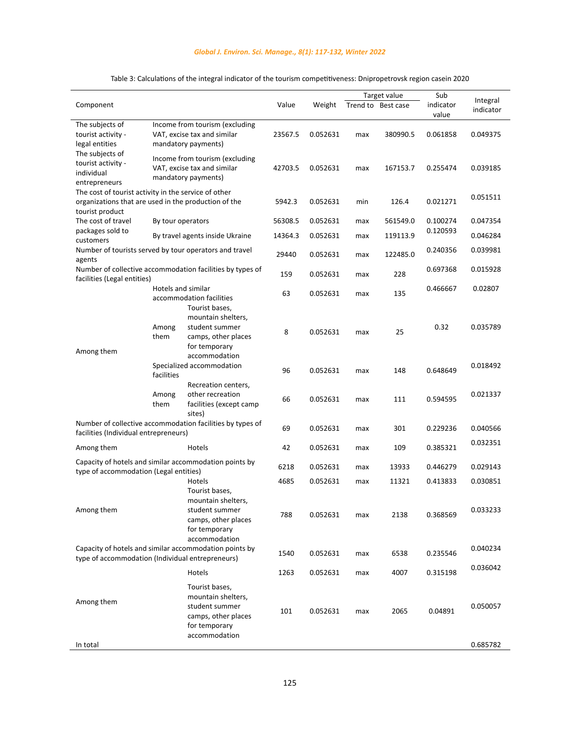Table 3: Calculations of the integral indicator of the tourism competitiveness: Dnipropetrovsk region casein 2020

| Component | | | Value | Weight | Target value | | Sub indicator value | Integral indicator |
|---|---|---|---|---|---|---|---|---|
| | | | | | Trend to | Best case | | |
| The subjects of tourist activity - legal entities | Income from tourism (excluding VAT, excise tax and similar mandatory payments) | | 23567.5 | 0.052631 | max | 380990.5 | 0.061858 | 0.049375 |
| The subjects of tourist activity - individual entrepreneurs | Income from tourism (excluding VAT, excise tax and similar mandatory payments) | | 42703.5 | 0.052631 | max | 167153.7 | 0.255474 | 0.039185 |
| The cost of tourist activity in the service of other organizations that are used in the production of the tourist product | | | 5942.3 | 0.052631 | min | 126.4 | 0.021271 | 0.051511 |
| The cost of travel packages sold to customers | By tour operators | | 56308.5 | 0.052631 | max | 561549.0 | 0.100274 | 0.047354 |
| | By travel agents inside Ukraine | | 14364.3 | 0.052631 | max | 119113.9 | 0.120593 | 0.046284 |
| Number of tourists served by tour operators and travel agents | | | 29440 | 0.052631 | max | 122485.0 | 0.240356 | 0.039981 |
| Number of collective accommodation facilities by types of facilities (Legal entities) | | | 159 | 0.052631 | max | 228 | 0.697368 | 0.015928 |
| Among them | Hotels and similar accommodation facilities | | 63 | 0.052631 | max | 135 | 0.466667 | 0.02807 |
| | Among them | Tourist bases, mountain shelters, student summer camps, other places for temporary accommodation | 8 | 0.052631 | max | 25 | 0.32 | 0.035789 |
| | Specialized accommodation facilities | | 96 | 0.052631 | max | 148 | 0.648649 | 0.018492 |
| | Among them | Recreation centers, other recreation facilities (except camp sites) | 66 | 0.052631 | max | 111 | 0.594595 | 0.021337 |
| Number of collective accommodation facilities by types of facilities (Individual entrepreneurs) | | | 69 | 0.052631 | max | 301 | 0.229236 | 0.040566 |
| Among them | | Hotels | 42 | 0.052631 | max | 109 | 0.385321 | 0.032351 |
| Capacity of hotels and similar accommodation points by type of accommodation (Legal entities) | | | 6218 | 0.052631 | max | 13933 | 0.446279 | 0.029143 |
| Among them | | Hotels | 4685 | 0.052631 | max | 11321 | 0.413833 | 0.030851 |
| | | Tourist bases, mountain shelters, student summer camps, other places for temporary accommodation | 788 | 0.052631 | max | 2138 | 0.368569 | 0.033233 |
| Capacity of hotels and similar accommodation points by type of accommodation (Individual entrepreneurs) | | | 1540 | 0.052631 | max | 6538 | 0.235546 | 0.040234 |
| Among them | | Hotels | 1263 | 0.052631 | max | 4007 | 0.315198 | 0.036042 |
| | | Tourist bases, mountain shelters, student summer camps, other places for temporary accommodation | 101 | 0.052631 | max | 2065 | 0.04891 | 0.050057 |
| In total | | | | | | | | 0.685782 |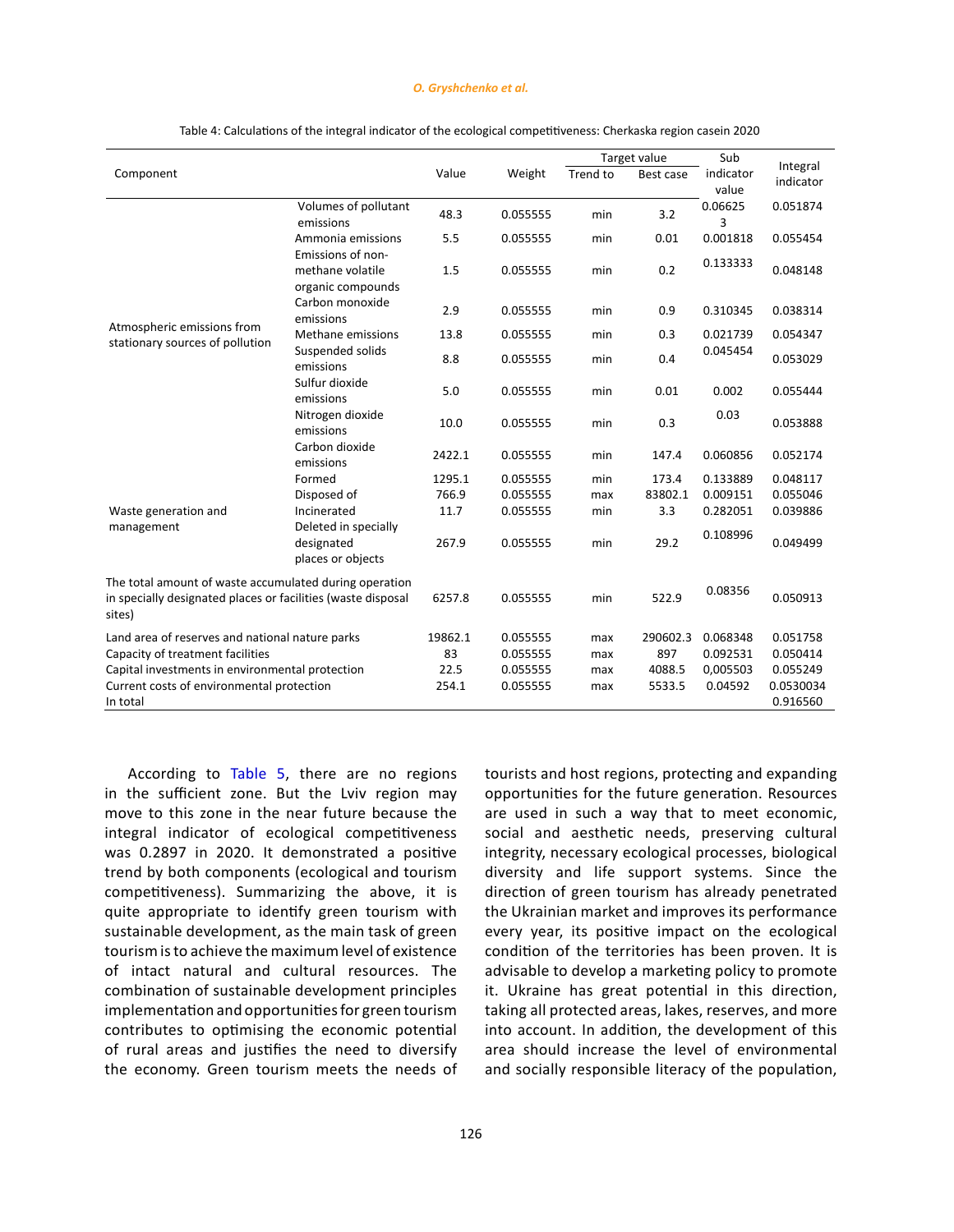Table 4: Calculations of the integral indicator of the ecological competitiveness: Cherkaska region casein 2020

| Component | | Value | Weight | Target value | | Sub indicator value | Integral indicator |
|---|---|---|---|---|---|---|---|
| | | | | Trend to | Best case | | |
| Atmospheric emissions from stationary sources of pollution | Volumes of pollutant emissions | 48.3 | 0.055555 | min | 3.2 | 0.066253 | 0.051874 |
| | Ammonia emissions | 5.5 | 0.055555 | min | 0.01 | 0.001818 | 0.055454 |
| | Emissions of non-methane volatile organic compounds | 1.5 | 0.055555 | min | 0.2 | 0.133333 | 0.048148 |
| | Carbon monoxide emissions | 2.9 | 0.055555 | min | 0.9 | 0.310345 | 0.038314 |
| | Methane emissions | 13.8 | 0.055555 | min | 0.3 | 0.021739 | 0.054347 |
| | Suspended solids emissions | 8.8 | 0.055555 | min | 0.4 | 0.045454 | 0.053029 |
| | Sulfur dioxide emissions | 5.0 | 0.055555 | min | 0.01 | 0.002 | 0.055444 |
| | Nitrogen dioxide emissions | 10.0 | 0.055555 | min | 0.3 | 0.03 | 0.053888 |
| | Carbon dioxide emissions | 2422.1 | 0.055555 | min | 147.4 | 0.060856 | 0.052174 |
| Waste generation and management | Formed | 1295.1 | 0.055555 | min | 173.4 | 0.133889 | 0.048117 |
| | Disposed of | 766.9 | 0.055555 | max | 83802.1 | 0.009151 | 0.055046 |
| | Incinerated | 11.7 | 0.055555 | min | 3.3 | 0.282051 | 0.039886 |
| | Deleted in specially designated places or objects | 267.9 | 0.055555 | min | 29.2 | 0.108996 | 0.049499 |
| The total amount of waste accumulated during operation in specially designated places or facilities (waste disposal sites) | | 6257.8 | 0.055555 | min | 522.9 | 0.08356 | 0.050913 |
| Land area of reserves and national nature parks | | 19862.1 | 0.055555 | max | 290602.3 | 0.068348 | 0.051758 |
| Capacity of treatment facilities | | 83 | 0.055555 | max | 897 | 0.092531 | 0.050414 |
| Capital investments in environmental protection | | 22.5 | 0.055555 | max | 4088.5 | 0,005503 | 0.055249 |
| Current costs of environmental protection | | 254.1 | 0.055555 | max | 5533.5 | 0.04592 | 0.0530034 |
| In total | | | | | | | 0.916560 |

According to Table 5, there are no regions in the sufficient zone. But the Lviv region may move to this zone in the near future because the integral indicator of ecological competitiveness was 0.2897 in 2020. It demonstrated a positive trend by both components (ecological and tourism competitiveness). Summarizing the above, it is quite appropriate to identify green tourism with sustainable development, as the main task of green tourism is to achieve the maximum level of existence of intact natural and cultural resources. The combination of sustainable development principles implementation and opportunities for green tourism contributes to optimising the economic potential of rural areas and justifies the need to diversify the economy. Green tourism meets the needs of tourists and host regions, protecting and expanding opportunities for the future generation. Resources are used in such a way that to meet economic, social and aesthetic needs, preserving cultural integrity, necessary ecological processes, biological diversity and life support systems. Since the direction of green tourism has already penetrated the Ukrainian market and improves its performance every year, its positive impact on the ecological condition of the territories has been proven. It is advisable to develop a marketing policy to promote it. Ukraine has great potential in this direction, taking all protected areas, lakes, reserves, and more into account. In addition, the development of this area should increase the level of environmental and socially responsible literacy of the population,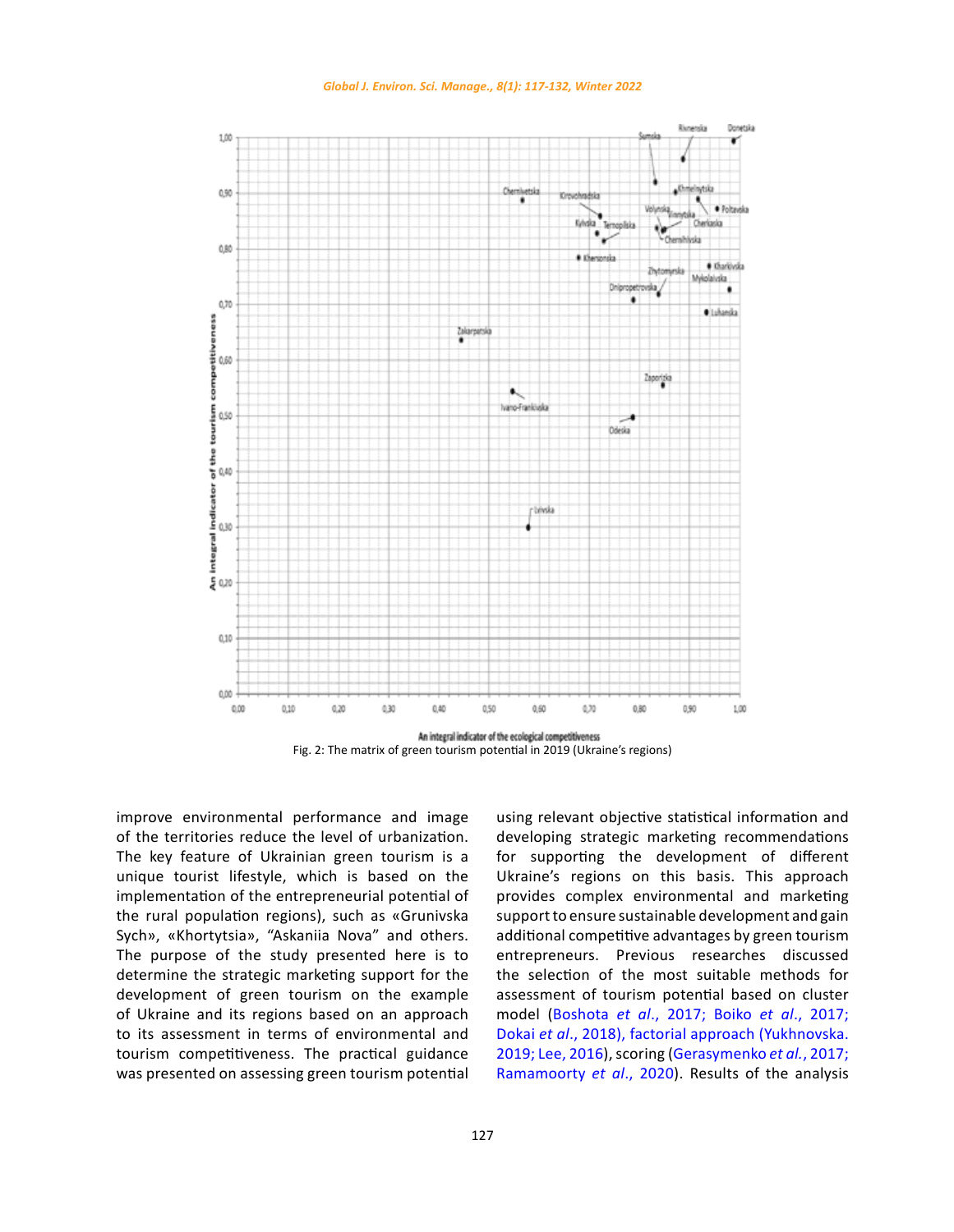Fig. 2: The matrix of green tourism potential in 2019 (Ukraine's regions)

improve environmental performance and image of the territories reduce the level of urbanization. The key feature of Ukrainian green tourism is a unique tourist lifestyle, which is based on the implementation of the entrepreneurial potential of the rural population regions), such as «Grunivska Sych», «Khortytsia», "Askaniia Nova" and others. The purpose of the study presented here is to determine the strategic marketing support for the development of green tourism on the example of Ukraine and its regions based on an approach to its assessment in terms of environmental and tourism competitiveness. The practical guidance was presented on assessing green tourism potential using relevant objective statistical information and developing strategic marketing recommendations for supporting the development of different Ukraine's regions on this basis. This approach provides complex environmental and marketing support to ensure sustainable development and gain additional competitive advantages by green tourism entrepreneurs. Previous researches discussed the selection of the most suitable methods for assessment of tourism potential based on cluster model (Boshota *et al*., 2017; Boiko *et al*., 2017; Dokai *et al*., 2018), factorial approach (Yukhnovska. 2019; Lee, 2016), scoring (Gerasymenko *et al.*, 2017; Ramamoorty *et al*., 2020). Results of the analysis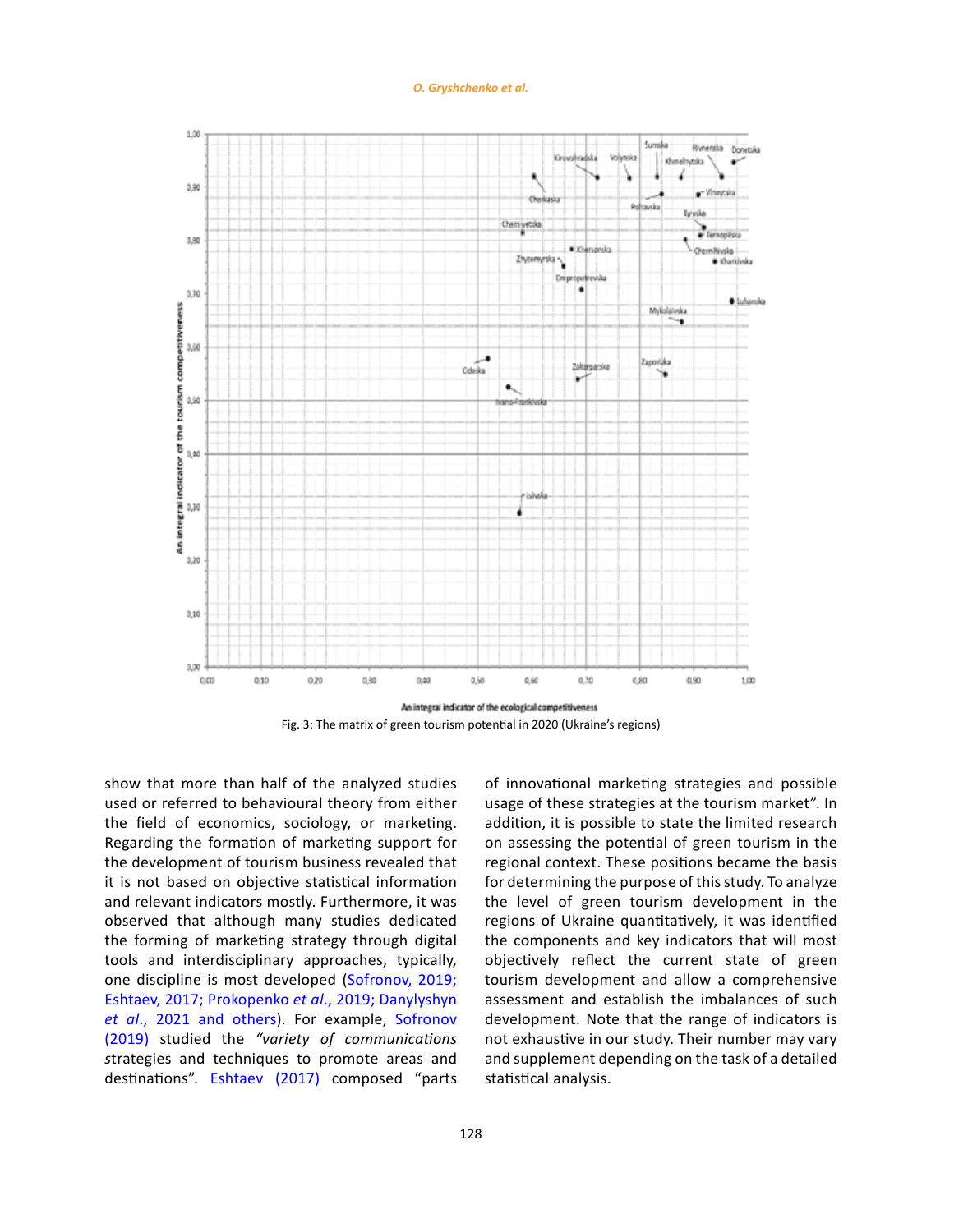Fig. 3: The matrix of green tourism potential in 2020 (Ukraine's regions)

show that more than half of the analyzed studies used or referred to behavioural theory from either the field of economics, sociology, or marketing. Regarding the formation of marketing support for the development of tourism business revealed that it is not based on objective statistical information and relevant indicators mostly. Furthermore, it was observed that although many studies dedicated the forming of marketing strategy through digital tools and interdisciplinary approaches, typically, one discipline is most developed (Sofronov, 2019; Eshtaev, 2017; Prokopenko *et al*., 2019; Danylyshyn *et al*., 2021 and others). For example, Sofronov (2019) studied the *"variety of communications s*trategies and techniques to promote areas and destinations". Eshtaev (2017) composed "parts of innovational marketing strategies and possible usage of these strategies at the tourism market". In addition, it is possible to state the limited research on assessing the potential of green tourism in the regional context. These positions became the basis for determining the purpose of this study. To analyze the level of green tourism development in the regions of Ukraine quantitatively, it was identified the components and key indicators that will most objectively reflect the current state of green tourism development and allow a comprehensive assessment and establish the imbalances of such development. Note that the range of indicators is not exhaustive in our study. Their number may vary and supplement depending on the task of a detailed statistical analysis.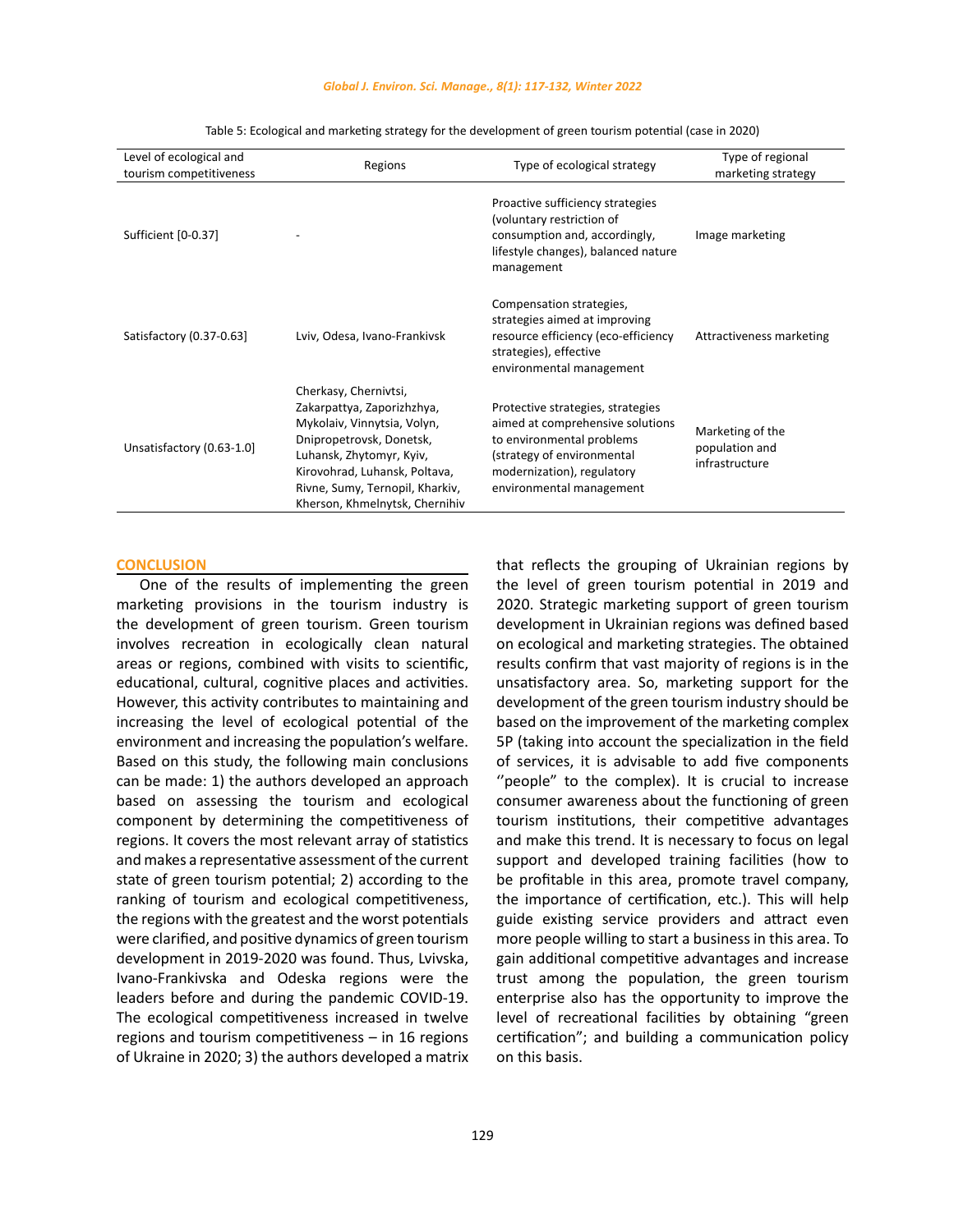Table 5: Ecological and marketing strategy for the development of green tourism potential (case in 2020)

| Level of ecological and tourism competitiveness | Regions | Type of ecological strategy | Type of regional marketing strategy |
|---|---|---|---|
| Sufficient [0-0.37] | - | Proactive sufficiency strategies (voluntary restriction of consumption and, accordingly, lifestyle changes), balanced nature management | Image marketing |
| Satisfactory (0.37-0.63] | Lviv, Odesa, Ivano-Frankivsk | Compensation strategies, strategies aimed at improving resource efficiency (eco-efficiency strategies), effective environmental management | Attractiveness marketing |
| Unsatisfactory (0.63-1.0] | Cherkasy, Chernivtsi, Zakarpattya, Zaporizhzhya, Mykolaiv, Vinnytsia, Volyn, Dnipropetrovsk, Donetsk, Luhansk, Zhytomyr, Kyiv, Kirovohrad, Luhansk, Poltava, Rivne, Sumy, Ternopil, Kharkiv, Kherson, Khmelnytsk, Chernihiv | Protective strategies, strategies aimed at comprehensive solutions to environmental problems (strategy of environmental modernization), regulatory environmental management | Marketing of the population and infrastructure |

## CONCLUSION

One of the results of implementing the green marketing provisions in the tourism industry is the development of green tourism. Green tourism involves recreation in ecologically clean natural areas or regions, combined with visits to scientific, educational, cultural, cognitive places and activities. However, this activity contributes to maintaining and increasing the level of ecological potential of the environment and increasing the population's welfare. Based on this study, the following main conclusions can be made: 1) the authors developed an approach based on assessing the tourism and ecological component by determining the competitiveness of regions. It covers the most relevant array of statistics and makes a representative assessment of the current state of green tourism potential; 2) according to the ranking of tourism and ecological competitiveness, the regions with the greatest and the worst potentials were clarified, and positive dynamics of green tourism development in 2019-2020 was found. Thus, Lvivska, Ivano-Frankivska and Odeska regions were the leaders before and during the pandemic COVID-19. The ecological competitiveness increased in twelve regions and tourism competitiveness – in 16 regions of Ukraine in 2020; 3) the authors developed a matrix that reflects the grouping of Ukrainian regions by the level of green tourism potential in 2019 and 2020. Strategic marketing support of green tourism development in Ukrainian regions was defined based on ecological and marketing strategies. The obtained results confirm that vast majority of regions is in the unsatisfactory area. So, marketing support for the development of the green tourism industry should be based on the improvement of the marketing complex 5P (taking into account the specialization in the field of services, it is advisable to add five components ''people" to the complex). It is crucial to increase consumer awareness about the functioning of green tourism institutions, their competitive advantages and make this trend. It is necessary to focus on legal support and developed training facilities (how to be profitable in this area, promote travel company, the importance of certification, etc.). This will help guide existing service providers and attract even more people willing to start a business in this area. To gain additional competitive advantages and increase trust among the population, the green tourism enterprise also has the opportunity to improve the level of recreational facilities by obtaining "green certification"; and building a communication policy on this basis.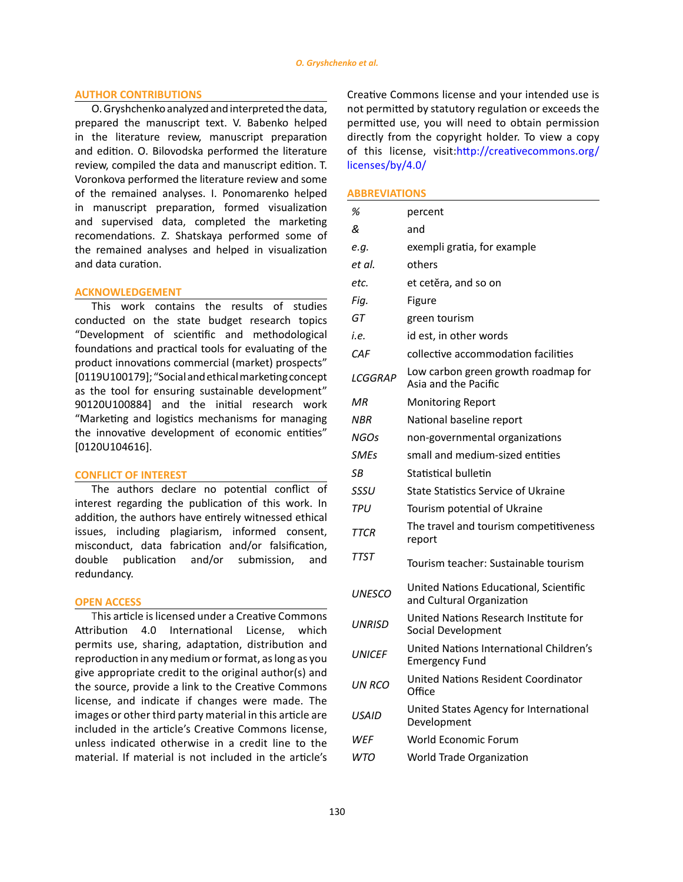## AUTHOR CONTRIBUTIONS

O. Gryshchenko analyzed and interpreted the data, prepared the manuscript text. V. Babenko helped in the literature review, manuscript preparation and edition. O. Bilovodska performed the literature review, compiled the data and manuscript edition. T. Voronkova performed the literature review and some of the remained analyses. I. Ponomarenko helped in manuscript preparation, formed visualization and supervised data, completed the marketing recomendations. Z. Shatskaya performed some of the remained analyses and helped in visualization and data curation.

## ACKNOWLEDGEMENT

This work contains the results of studies conducted on the state budget research topics "Development of scientific and methodological foundations and practical tools for evaluating of the product innovations commercial (market) prospects" [0119U100179]; "Social and ethical marketing concept as the tool for ensuring sustainable development" 90120U100884] and the initial research work "Marketing and logistics mechanisms for managing the innovative development of economic entities" [0120U104616].

## CONFLICT OF INTEREST

The authors declare no potential conflict of interest regarding the publication of this work. In addition, the authors have entirely witnessed ethical issues, including plagiarism, informed consent, misconduct, data fabrication and/or falsification, double publication and/or submission, and redundancy.

## OPEN ACCESS

This article is licensed under a Creative Commons Attribution 4.0 International License, which permits use, sharing, adaptation, distribution and reproduction in any medium or format, as long as you give appropriate credit to the original author(s) and the source, provide a link to the Creative Commons license, and indicate if changes were made. The images or other third party material in this article are included in the article's Creative Commons license, unless indicated otherwise in a credit line to the material. If material is not included in the article's Creative Commons license and your intended use is not permitted by statutory regulation or exceeds the permitted use, you will need to obtain permission directly from the copyright holder. To view a copy of this license, visit:http://creativecommons.org/licenses/by/4.0/

## ABBREVIATIONS

| | |
|---|---|
| *%* | percent |
| *&* | and |
| *e.g.* | exempli gratia, for example |
| *et al.* | others |
| *etc.* | et cetĕra, and so on |
| *Fig.* | Figure |
| *GT* | green tourism |
| *i.e.* | id est, in other words |
| *CAF* | collective accommodation facilities |
| *LCGGRAP* | Low carbon green growth roadmap for Asia and the Pacific |
| *MR* | Monitoring Report |
| *NBR* | National baseline report |
| *NGOs* | non-governmental organizations |
| *SMEs* | small and medium-sized entities |
| *SB* | Statistical bulletin |
| *SSSU* | State Statistics Service of Ukraine |
| *TPU* | Tourism potential of Ukraine |
| *TTCR* | The travel and tourism competitiveness report |
| *TTST* | Tourism teacher: Sustainable tourism |
| *UNESCO* | United Nations Educational, Scientific and Cultural Organization |
| *UNRISD* | United Nations Research Institute for Social Development |
| *UNICEF* | United Nations International Children's Emergency Fund |
| *UN RCO* | United Nations Resident Coordinator Office |
| *USAID* | United States Agency for International Development |
| *WEF* | World Economic Forum |
| *WTO* | World Trade Organization |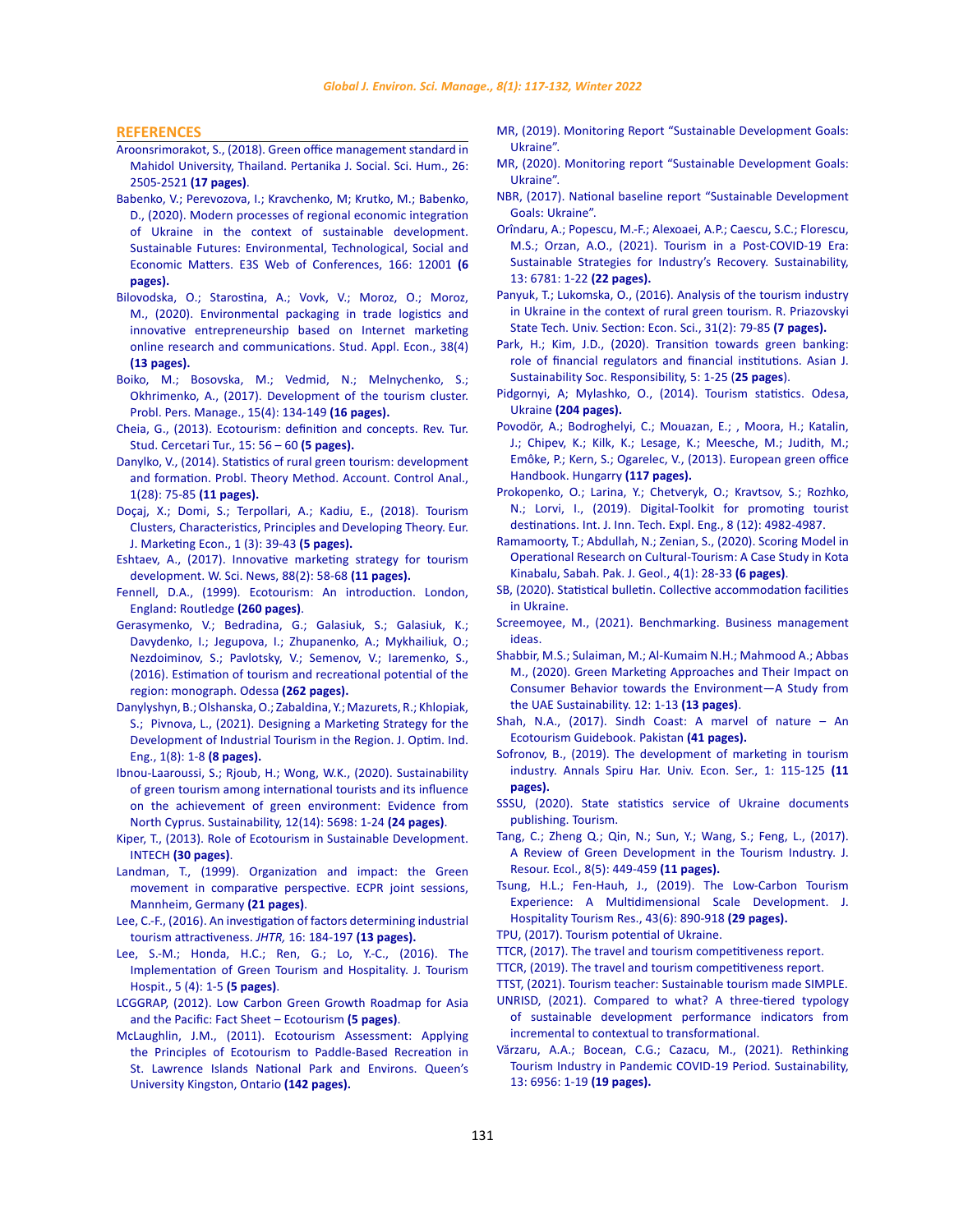## REFERENCES

Aroonsrimorakot, S., (2018). Green office management standard in Mahidol University, Thailand. Pertanika J. Social. Sci. Hum., 26: 2505-2521 **(17 pages)**.

Babenko, V.; Perevozova, I.; Kravchenko, M; Krutko, M.; Babenko, D., (2020). Modern processes of regional economic integration of Ukraine in the context of sustainable development. Sustainable Futures: Environmental, Technological, Social and Economic Matters. E3S Web of Conferences, 166: 12001 **(6 pages).**

Bilovodska, O.; Starostina, A.; Vovk, V.; Moroz, O.; Moroz, M., (2020). Environmental packaging in trade logistics and innovative entrepreneurship based on Internet marketing online research and communications. Stud. Appl. Econ., 38(4) **(13 pages).**

Boiko, M.; Bosovska, M.; Vedmid, N.; Melnychenko, S.; Okhrimenko, A., (2017). Development of the tourism cluster. Probl. Pers. Manage., 15(4): 134-149 **(16 pages).**

Cheia, G., (2013). Ecotourism: definition and concepts. Rev. Tur. Stud. Cercetari Tur., 15: 56 – 60 **(5 pages).**

Danylko, V., (2014). Statistics of rural green tourism: development and formation. Probl. Theory Method. Account. Control Anal., 1(28): 75-85 **(11 pages).**

Doçaj, X.; Domi, S.; Terpollari, A.; Kadiu, E., (2018). Tourism Clusters, Characteristics, Principles and Developing Theory. Eur. J. Marketing Econ., 1 (3): 39-43 **(5 pages).**

Eshtaev, A., (2017). Innovative marketing strategy for tourism development. W. Sci. News, 88(2): 58-68 **(11 pages).**

Fennell, D.A., (1999). Ecotourism: An introduction. London, England: Routledge **(260 pages)**.

Gerasymenko, V.; Bedradina, G.; Galasiuk, S.; Galasiuk, K.; Davydenko, I.; Jegupova, I.; Zhupanenko, A.; Mykhailiuk, O.; Nezdoiminov, S.; Pavlotsky, V.; Semenov, V.; Iaremenko, S., (2016). Estimation of tourism and recreational potential of the region: monograph. Odessa **(262 pages).**

Danylyshyn, B.; Olshanska, O.; Zabaldina, Y.; Mazurets, R.; Khlopiak, S.; Pivnova, L., (2021). Designing a Marketing Strategy for the Development of Industrial Tourism in the Region. J. Optim. Ind. Eng., 1(8): 1-8 **(8 pages).**

Ibnou-Laaroussi, S.; Rjoub, H.; Wong, W.K., (2020). Sustainability of green tourism among international tourists and its influence on the achievement of green environment: Evidence from North Cyprus. Sustainability, 12(14): 5698: 1-24 **(24 pages)**.

Kiper, T., (2013). Role of Ecotourism in Sustainable Development. INTECH **(30 pages)**.

Landman, T., (1999). Organization and impact: the Green movement in comparative perspective. ECPR joint sessions, Mannheim, Germany **(21 pages)**.

Lee, C.-F., (2016). An investigation of factors determining industrial tourism attractiveness. *JHTR,* 16: 184-197 **(13 pages).**

Lee, S.-M.; Honda, H.C.; Ren, G.; Lo, Y.-C., (2016). The Implementation of Green Tourism and Hospitality. J. Tourism Hospit., 5 (4): 1-5 **(5 pages)**.

LCGGRAP, (2012). Low Carbon Green Growth Roadmap for Asia and the Pacific: Fact Sheet – Ecotourism **(5 pages)**.

McLaughlin, J.M., (2011). Ecotourism Assessment: Applying the Principles of Ecotourism to Paddle-Based Recreation in St. Lawrence Islands National Park and Environs. Queen's University Kingston, Ontario **(142 pages).**

MR, (2019). Monitoring Report "Sustainable Development Goals: Ukraine".

MR, (2020). Monitoring report "Sustainable Development Goals: Ukraine".

NBR, (2017). National baseline report "Sustainable Development Goals: Ukraine".

Orîndaru, A.; Popescu, M.-F.; Alexoaei, A.P.; Caescu, S.C.; Florescu, M.S.; Orzan, A.O., (2021). Tourism in a Post-COVID-19 Era: Sustainable Strategies for Industry's Recovery. Sustainability, 13: 6781: 1-22 **(22 pages).**

Panyuk, T.; Lukomska, O., (2016). Analysis of the tourism industry in Ukraine in the context of rural green tourism. R. Priazovskyi State Tech. Univ. Section: Econ. Sci., 31(2): 79-85 **(7 pages).**

Park, H.; Kim, J.D., (2020). Transition towards green banking: role of financial regulators and financial institutions. Asian J. Sustainability Soc. Responsibility, 5: 1-25 (**25 pages**).

Pidgornyi, A; Mylashko, O., (2014). Tourism statistics. Odesa, Ukraine **(204 pages).**

Povodör, A.; Bodroghelyi, C.; Mouazan, E.; , Moora, H.; Katalin, J.; Chipev, K.; Kilk, K.; Lesage, K.; Meesche, M.; Judith, M.; Emôke, P.; Kern, S.; Ogarelec, V., (2013). European green office Handbook. Hungarry **(117 pages).**

Prokopenko, O.; Larina, Y.; Chetveryk, O.; Kravtsov, S.; Rozhko, N.; Lorvi, I., (2019). Digital-Toolkit for promoting tourist destinations. Int. J. Inn. Tech. Expl. Eng., 8 (12): 4982-4987.

Ramamoorty, T.; Abdullah, N.; Zenian, S., (2020). Scoring Model in Operational Research on Cultural-Tourism: A Case Study in Kota Kinabalu, Sabah. Pak. J. Geol., 4(1): 28-33 **(6 pages)**.

SB, (2020). Statistical bulletin. Collective accommodation facilities in Ukraine.

Screemoyee, M., (2021). Benchmarking. Business management ideas.

Shabbir, M.S.; Sulaiman, M.; Al-Kumaim N.H.; Mahmood A.; Abbas M., (2020). Green Marketing Approaches and Their Impact on Consumer Behavior towards the Environment—A Study from the UAE Sustainability. 12: 1-13 **(13 pages)**.

Shah, N.A., (2017). Sindh Coast: A marvel of nature – An Ecotourism Guidebook. Pakistan **(41 pages).**

Sofronov, B., (2019). The development of marketing in tourism industry. Annals Spiru Har. Univ. Econ. Ser., 1: 115-125 **(11 pages).**

SSSU, (2020). State statistics service of Ukraine documents publishing. Tourism.

Tang, C.; Zheng Q.; Qin, N.; Sun, Y.; Wang, S.; Feng, L., (2017). A Review of Green Development in the Tourism Industry. J. Resour. Ecol., 8(5): 449-459 **(11 pages).**

Tsung, H.L.; Fen-Hauh, J., (2019). The Low-Carbon Tourism Experience: A Multidimensional Scale Development. J. Hospitality Tourism Res., 43(6): 890-918 **(29 pages).**

TPU, (2017). Tourism potential of Ukraine.

TTCR, (2017). The travel and tourism competitiveness report.

TTCR, (2019). The travel and tourism competitiveness report.

TTST, (2021). Tourism teacher: Sustainable tourism made SIMPLE.

UNRISD, (2021). Compared to what? A three-tiered typology of sustainable development performance indicators from incremental to contextual to transformational.

Vărzaru, A.A.; Bocean, C.G.; Cazacu, M., (2021). Rethinking Tourism Industry in Pandemic COVID-19 Period. Sustainability, 13: 6956: 1-19 **(19 pages).**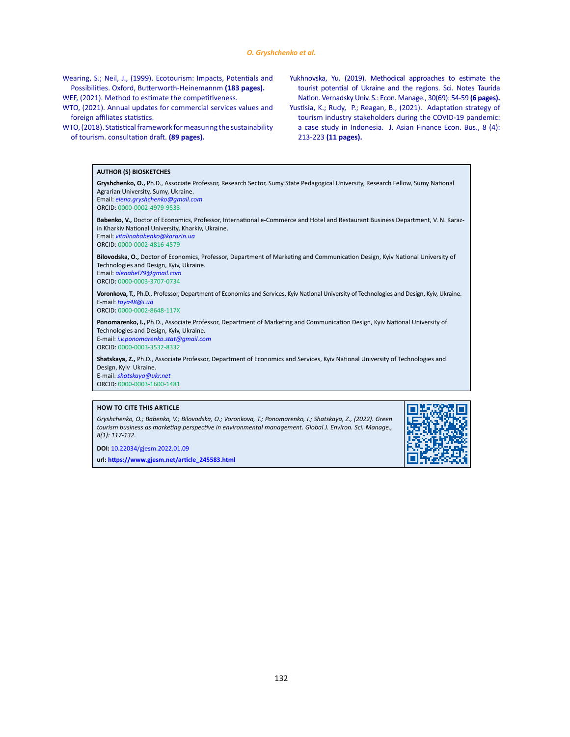Wearing, S.; Neil, J., (1999). Ecotourism: Impacts, Potentials and Possibilities. Oxford, Butterworth-Heinemannm **(183 pages).**

WEF, (2021). Method to estimate the competitiveness.

WTO, (2021). Annual updates for commercial services values and foreign affiliates statistics.

WTO, (2018). Statistical framework for measuring the sustainability of tourism. consultation draft. **(89 pages).**

Yukhnovska, Yu. (2019). Methodical approaches to estimate the tourist potential of Ukraine and the regions. Sci. Notes Taurida Nation. Vernadsky Univ. S.: Econ. Manage., 30(69): 54-59 **(6 pages).**

Yustisia, K.; Rudy, P.; Reagan, B., (2021). Adaptation strategy of tourism industry stakeholders during the COVID-19 pandemic: a case study in Indonesia. J. Asian Finance Econ. Bus., 8 (4): 213-223 **(11 pages).**

**AUTHOR (S) BIOSKETCHES**

**Gryshchenko, O.,** Ph.D., Associate Professor, Research Sector, Sumy State Pedagogical University, Research Fellow, Sumy National Agrarian University, Sumy, Ukraine.
Email: *elena.gryshchenko@gmail.com*
ORCID: 0000-0002-4979-9533

**Babenko, V.,** Doctor of Economics, Professor, International e-Commerce and Hotel and Restaurant Business Department, V. N. Karazin Kharkiv National University, Kharkiv, Ukraine.
Email: *vitalinababenko@karazin.ua*
ORCID: 0000-0002-4816-4579

**Bilovodska, O.,** Doctor of Economics, Professor, Department of Marketing and Communication Design, Kyiv National University of Technologies and Design, Kyiv, Ukraine.
Email: *alenabel79@gmail.com*
ORCID: 0000-0003-3707-0734

**Voronkova, T.,** Ph.D., Professor, Department of Economics and Services, Kyiv National University of Technologies and Design, Kyiv, Ukraine.
E-mail: *taya48@i.ua*
ORCID: 0000-0002-8648-117X

**Ponomarenko, I.,** Ph.D., Associate Professor, Department of Marketing and Communication Design, Kyiv National University of Technologies and Design, Kyiv, Ukraine.
E-mail: *i.v.ponomarenko.stat@gmail.com*
ORCID: 0000-0003-3532-8332

**Shatskaya, Z.,** Ph.D., Associate Professor, Department of Economics and Services, Kyiv National University of Technologies and Design, Kyiv Ukraine.
E-mail: *shatskaya@ukr.net*
ORCID: 0000-0003-1600-1481

**HOW TO CITE THIS ARTICLE**

*Gryshchenko, O.; Babenko, V.; Bilovodska, O.; Voronkova, T.; Ponomarenko, I.; Shatskaya, Z., (2022). Green tourism business as marketing perspective in environmental management. Global J. Environ. Sci. Manage., 8(1): 117-132.*

**DOI:** 10.22034/gjesm.2022.01.09

**url:** **https://www.gjesm.net/article_245583.html**